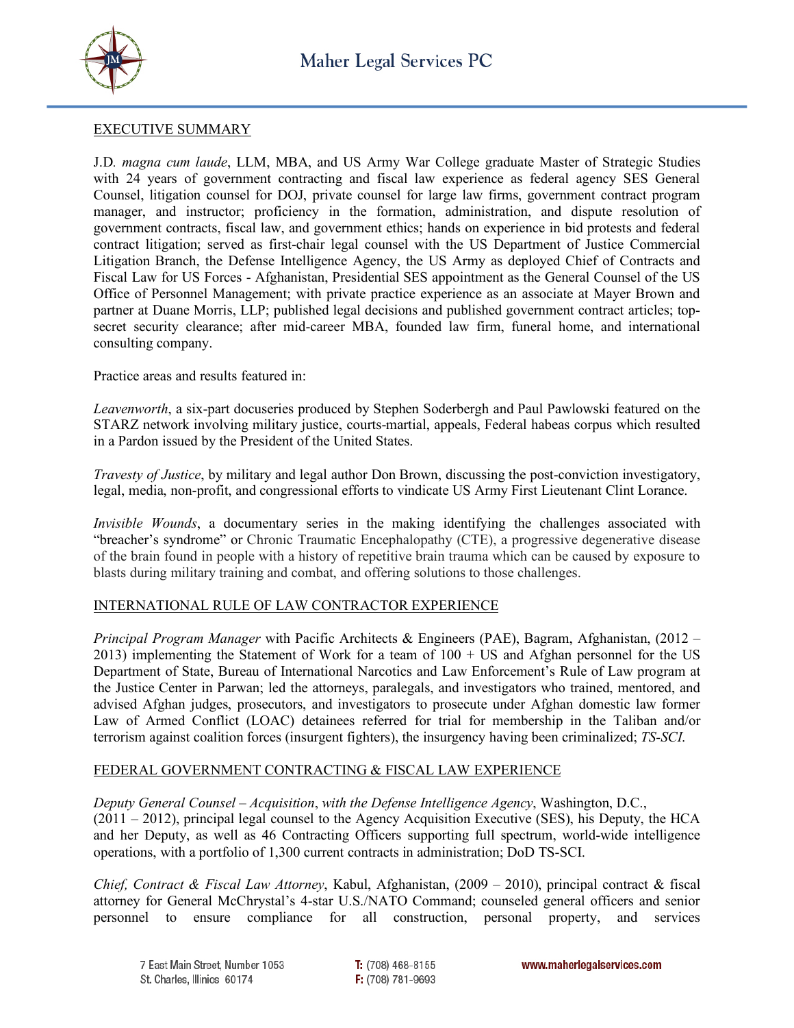# Maher Legal Services PC

## EXECUTIVE SUMMARY

J.D. *magna cum laude*, LLM, MBA, and US Army War College graduate Master of Strategic Studies with 24 years of government contracting and fiscal law experience as federal agency SES General Counsel, litigation counsel for DOJ, private counsel for large law firms, government contract program manager, and instructor; proficiency in the formation, administration, and dispute resolution of government contracts, fiscal law, and government ethics; hands on experience in bid protests and federal contract litigation; served as first-chair legal counsel with the US Department of Justice Commercial Litigation Branch, the Defense Intelligence Agency, the US Army as deployed Chief of Contracts and Fiscal Law for US Forces - Afghanistan, Presidential SES appointment as the General Counsel of the US Office of Personnel Management; with private practice experience as an associate at Mayer Brown and partner at Duane Morris, LLP; published legal decisions and published government contract articles; top-secret security clearance; after mid-career MBA, founded law firm, funeral home, and international consulting company.

Practice areas and results featured in:

*Leavenworth*, a six-part docuseries produced by Stephen Soderbergh and Paul Pawlowski featured on the STARZ network involving military justice, courts-martial, appeals, Federal habeas corpus which resulted in a Pardon issued by the President of the United States.

*Travesty of Justice*, by military and legal author Don Brown, discussing the post-conviction investigatory, legal, media, non-profit, and congressional efforts to vindicate US Army First Lieutenant Clint Lorance.

*Invisible Wounds*, a documentary series in the making identifying the challenges associated with "breacher's syndrome" or Chronic Traumatic Encephalopathy (CTE), a progressive degenerative disease of the brain found in people with a history of repetitive brain trauma which can be caused by exposure to blasts during military training and combat, and offering solutions to those challenges.

## INTERNATIONAL RULE OF LAW CONTRACTOR EXPERIENCE

*Principal Program Manager* with Pacific Architects & Engineers (PAE), Bagram, Afghanistan, (2012 – 2013) implementing the Statement of Work for a team of 100 + US and Afghan personnel for the US Department of State, Bureau of International Narcotics and Law Enforcement's Rule of Law program at the Justice Center in Parwan; led the attorneys, paralegals, and investigators who trained, mentored, and advised Afghan judges, prosecutors, and investigators to prosecute under Afghan domestic law former Law of Armed Conflict (LOAC) detainees referred for trial for membership in the Taliban and/or terrorism against coalition forces (insurgent fighters), the insurgency having been criminalized; *TS-SCI*.

## FEDERAL GOVERNMENT CONTRACTING & FISCAL LAW EXPERIENCE

*Deputy General Counsel – Acquisition*, *with the Defense Intelligence Agency*, Washington, D.C., (2011 – 2012), principal legal counsel to the Agency Acquisition Executive (SES), his Deputy, the HCA and her Deputy, as well as 46 Contracting Officers supporting full spectrum, world-wide intelligence operations, with a portfolio of 1,300 current contracts in administration; DoD TS-SCI.

*Chief, Contract & Fiscal Law Attorney*, Kabul, Afghanistan, (2009 – 2010), principal contract & fiscal attorney for General McChrystal's 4-star U.S./NATO Command; counseled general officers and senior personnel to ensure compliance for all construction, personal property, and services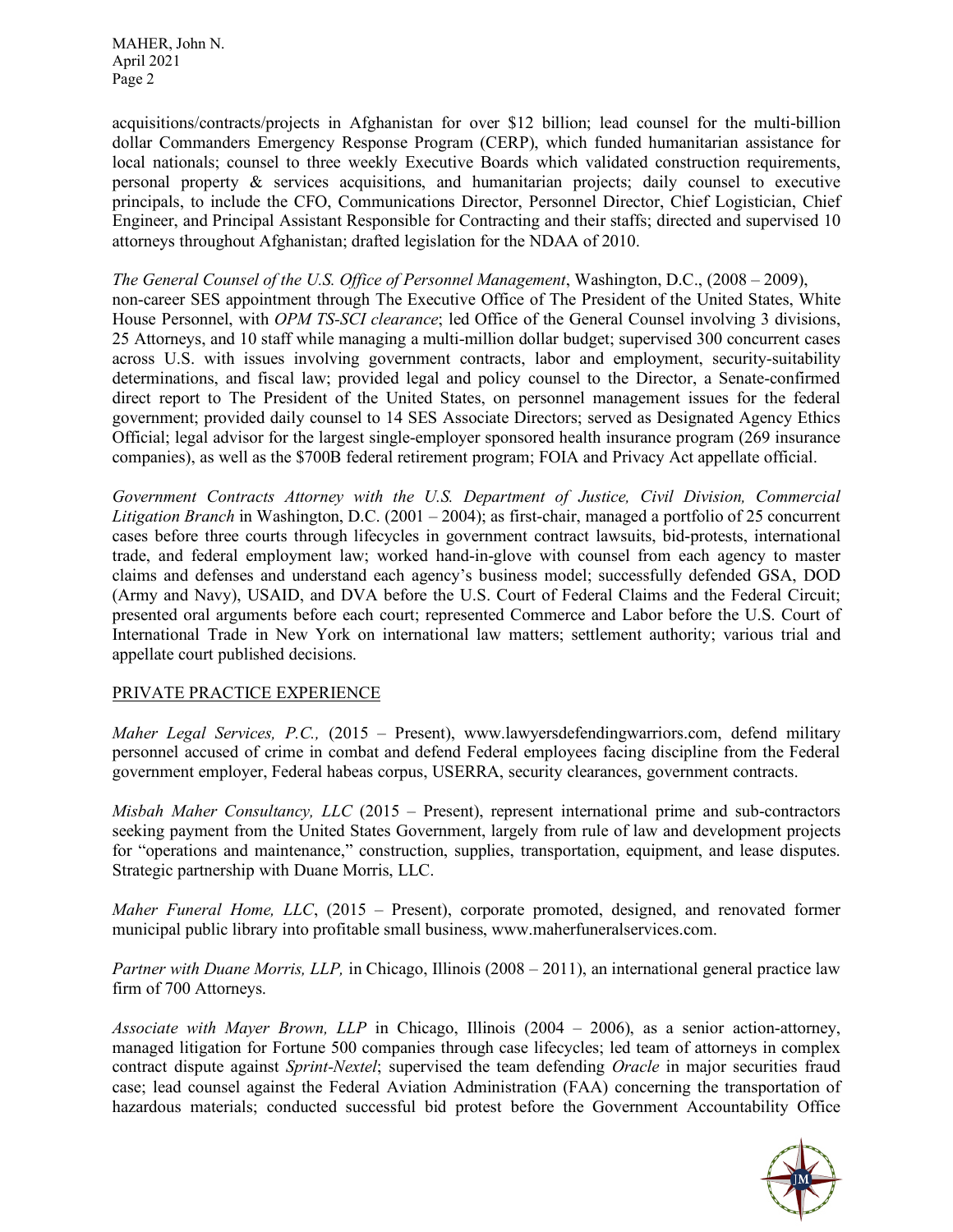acquisitions/contracts/projects in Afghanistan for over $12 billion; lead counsel for the multi-billion dollar Commanders Emergency Response Program (CERP), which funded humanitarian assistance for local nationals; counsel to three weekly Executive Boards which validated construction requirements, personal property & services acquisitions, and humanitarian projects; daily counsel to executive principals, to include the CFO, Communications Director, Personnel Director, Chief Logistician, Chief Engineer, and Principal Assistant Responsible for Contracting and their staffs; directed and supervised 10 attorneys throughout Afghanistan; drafted legislation for the NDAA of 2010.

*The General Counsel of the U.S. Office of Personnel Management*, Washington, D.C., (2008 – 2009), non-career SES appointment through The Executive Office of The President of the United States, White House Personnel, with *OPM TS-SCI clearance*; led Office of the General Counsel involving 3 divisions, 25 Attorneys, and 10 staff while managing a multi-million dollar budget; supervised 300 concurrent cases across U.S. with issues involving government contracts, labor and employment, security-suitability determinations, and fiscal law; provided legal and policy counsel to the Director, a Senate-confirmed direct report to The President of the United States, on personnel management issues for the federal government; provided daily counsel to 14 SES Associate Directors; served as Designated Agency Ethics Official; legal advisor for the largest single-employer sponsored health insurance program (269 insurance companies), as well as the $700B federal retirement program; FOIA and Privacy Act appellate official.

*Government Contracts Attorney with the U.S. Department of Justice, Civil Division, Commercial Litigation Branch* in Washington, D.C. (2001 – 2004); as first-chair, managed a portfolio of 25 concurrent cases before three courts through lifecycles in government contract lawsuits, bid-protests, international trade, and federal employment law; worked hand-in-glove with counsel from each agency to master claims and defenses and understand each agency's business model; successfully defended GSA, DOD (Army and Navy), USAID, and DVA before the U.S. Court of Federal Claims and the Federal Circuit; presented oral arguments before each court; represented Commerce and Labor before the U.S. Court of International Trade in New York on international law matters; settlement authority; various trial and appellate court published decisions.

## PRIVATE PRACTICE EXPERIENCE

*Maher Legal Services, P.C.,* (2015 – Present), www.lawyersdefendingwarriors.com, defend military personnel accused of crime in combat and defend Federal employees facing discipline from the Federal government employer, Federal habeas corpus, USERRA, security clearances, government contracts.

*Misbah Maher Consultancy, LLC* (2015 – Present), represent international prime and sub-contractors seeking payment from the United States Government, largely from rule of law and development projects for "operations and maintenance," construction, supplies, transportation, equipment, and lease disputes. Strategic partnership with Duane Morris, LLC.

*Maher Funeral Home, LLC*, (2015 – Present), corporate promoted, designed, and renovated former municipal public library into profitable small business, www.maherfuneralservices.com.

*Partner with Duane Morris, LLP,* in Chicago, Illinois (2008 – 2011), an international general practice law firm of 700 Attorneys.

*Associate with Mayer Brown, LLP* in Chicago, Illinois (2004 – 2006), as a senior action-attorney, managed litigation for Fortune 500 companies through case lifecycles; led team of attorneys in complex contract dispute against *Sprint-Nextel*; supervised the team defending *Oracle* in major securities fraud case; lead counsel against the Federal Aviation Administration (FAA) concerning the transportation of hazardous materials; conducted successful bid protest before the Government Accountability Office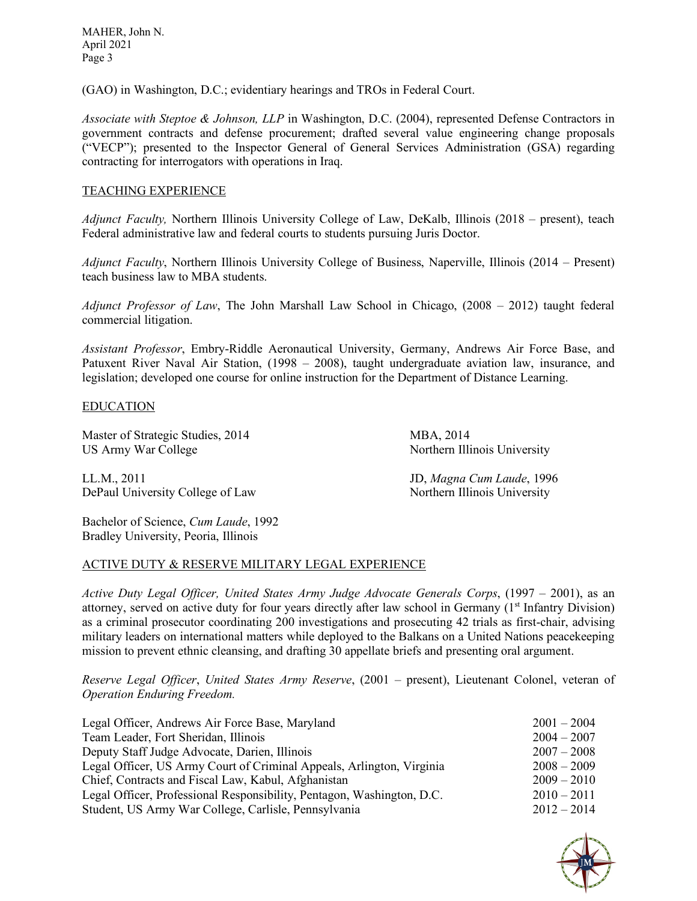(GAO) in Washington, D.C.; evidentiary hearings and TROs in Federal Court.

*Associate with Steptoe & Johnson, LLP* in Washington, D.C. (2004), represented Defense Contractors in government contracts and defense procurement; drafted several value engineering change proposals ("VECP"); presented to the Inspector General of General Services Administration (GSA) regarding contracting for interrogators with operations in Iraq.

## TEACHING EXPERIENCE

*Adjunct Faculty,* Northern Illinois University College of Law, DeKalb, Illinois (2018 – present), teach Federal administrative law and federal courts to students pursuing Juris Doctor.

*Adjunct Faculty*, Northern Illinois University College of Business, Naperville, Illinois (2014 – Present) teach business law to MBA students.

*Adjunct Professor of Law*, The John Marshall Law School in Chicago, (2008 – 2012) taught federal commercial litigation.

*Assistant Professor*, Embry-Riddle Aeronautical University, Germany, Andrews Air Force Base, and Patuxent River Naval Air Station, (1998 – 2008), taught undergraduate aviation law, insurance, and legislation; developed one course for online instruction for the Department of Distance Learning.

## EDUCATION

Master of Strategic Studies, 2014
US Army War College

MBA, 2014
Northern Illinois University

LL.M., 2011
DePaul University College of Law

JD, *Magna Cum Laude*, 1996
Northern Illinois University

Bachelor of Science, *Cum Laude*, 1992
Bradley University, Peoria, Illinois

## ACTIVE DUTY & RESERVE MILITARY LEGAL EXPERIENCE

*Active Duty Legal Officer, United States Army Judge Advocate Generals Corps*, (1997 – 2001), as an attorney, served on active duty for four years directly after law school in Germany (1st Infantry Division) as a criminal prosecutor coordinating 200 investigations and prosecuting 42 trials as first-chair, advising military leaders on international matters while deployed to the Balkans on a United Nations peacekeeping mission to prevent ethnic cleansing, and drafting 30 appellate briefs and presenting oral argument.

*Reserve Legal Officer*, *United States Army Reserve*, (2001 – present), Lieutenant Colonel, veteran of *Operation Enduring Freedom.*

| | |
|---|---|
| Legal Officer, Andrews Air Force Base, Maryland | 2001 – 2004 |
| Team Leader, Fort Sheridan, Illinois | 2004 – 2007 |
| Deputy Staff Judge Advocate, Darien, Illinois | 2007 – 2008 |
| Legal Officer, US Army Court of Criminal Appeals, Arlington, Virginia | 2008 – 2009 |
| Chief, Contracts and Fiscal Law, Kabul, Afghanistan | 2009 – 2010 |
| Legal Officer, Professional Responsibility, Pentagon, Washington, D.C. | 2010 – 2011 |
| Student, US Army War College, Carlisle, Pennsylvania | 2012 – 2014 |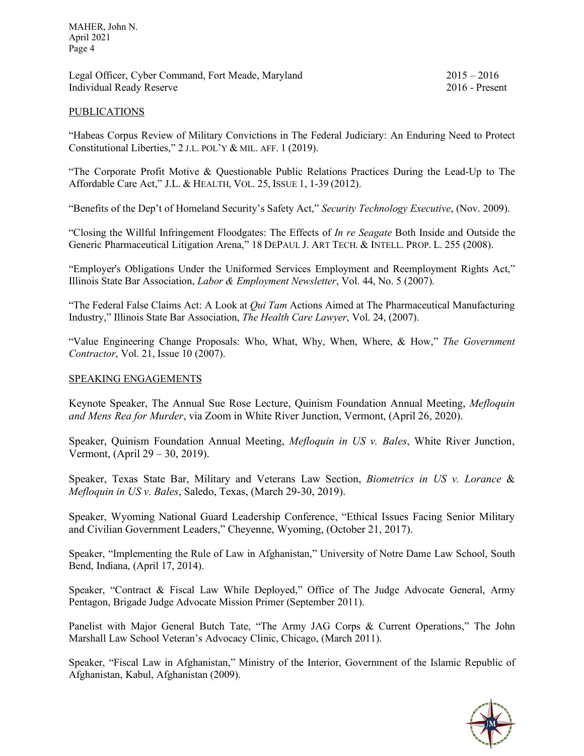Legal Officer, Cyber Command, Fort Meade, Maryland 2015 – 2016
Individual Ready Reserve 2016 - Present

PUBLICATIONS

"Habeas Corpus Review of Military Convictions in The Federal Judiciary: An Enduring Need to Protect Constitutional Liberties," 2 J.L. POL'Y & MIL. AFF. 1 (2019).

"The Corporate Profit Motive & Questionable Public Relations Practices During the Lead-Up to The Affordable Care Act," J.L. & HEALTH, VOL. 25, ISSUE 1, 1-39 (2012).

"Benefits of the Dep't of Homeland Security's Safety Act," *Security Technology Executive*, (Nov. 2009).

"Closing the Willful Infringement Floodgates: The Effects of *In re Seagate* Both Inside and Outside the Generic Pharmaceutical Litigation Arena," 18 DEPAUL J. ART TECH. & INTELL. PROP. L. 255 (2008).

"Employer's Obligations Under the Uniformed Services Employment and Reemployment Rights Act," Illinois State Bar Association, *Labor & Employment Newsletter*, Vol. 44, No. 5 (2007).

"The Federal False Claims Act: A Look at *Qui Tam* Actions Aimed at The Pharmaceutical Manufacturing Industry," Illinois State Bar Association, *The Health Care Lawyer*, Vol. 24, (2007).

"Value Engineering Change Proposals: Who, What, Why, When, Where, & How," *The Government Contractor*, Vol. 21, Issue 10 (2007).

SPEAKING ENGAGEMENTS

Keynote Speaker, The Annual Sue Rose Lecture, Quinism Foundation Annual Meeting, *Mefloquin and Mens Rea for Murder*, via Zoom in White River Junction, Vermont, (April 26, 2020).

Speaker, Quinism Foundation Annual Meeting, *Mefloquin in US v. Bales*, White River Junction, Vermont, (April 29 – 30, 2019).

Speaker, Texas State Bar, Military and Veterans Law Section, *Biometrics in US v. Lorance* & *Mefloquin in US v. Bales*, Saledo, Texas, (March 29-30, 2019).

Speaker, Wyoming National Guard Leadership Conference, "Ethical Issues Facing Senior Military and Civilian Government Leaders," Cheyenne, Wyoming, (October 21, 2017).

Speaker, "Implementing the Rule of Law in Afghanistan," University of Notre Dame Law School, South Bend, Indiana, (April 17, 2014).

Speaker, "Contract & Fiscal Law While Deployed," Office of The Judge Advocate General, Army Pentagon, Brigade Judge Advocate Mission Primer (September 2011).

Panelist with Major General Butch Tate, "The Army JAG Corps & Current Operations," The John Marshall Law School Veteran's Advocacy Clinic, Chicago, (March 2011).

Speaker, "Fiscal Law in Afghanistan," Ministry of the Interior, Government of the Islamic Republic of Afghanistan, Kabul, Afghanistan (2009).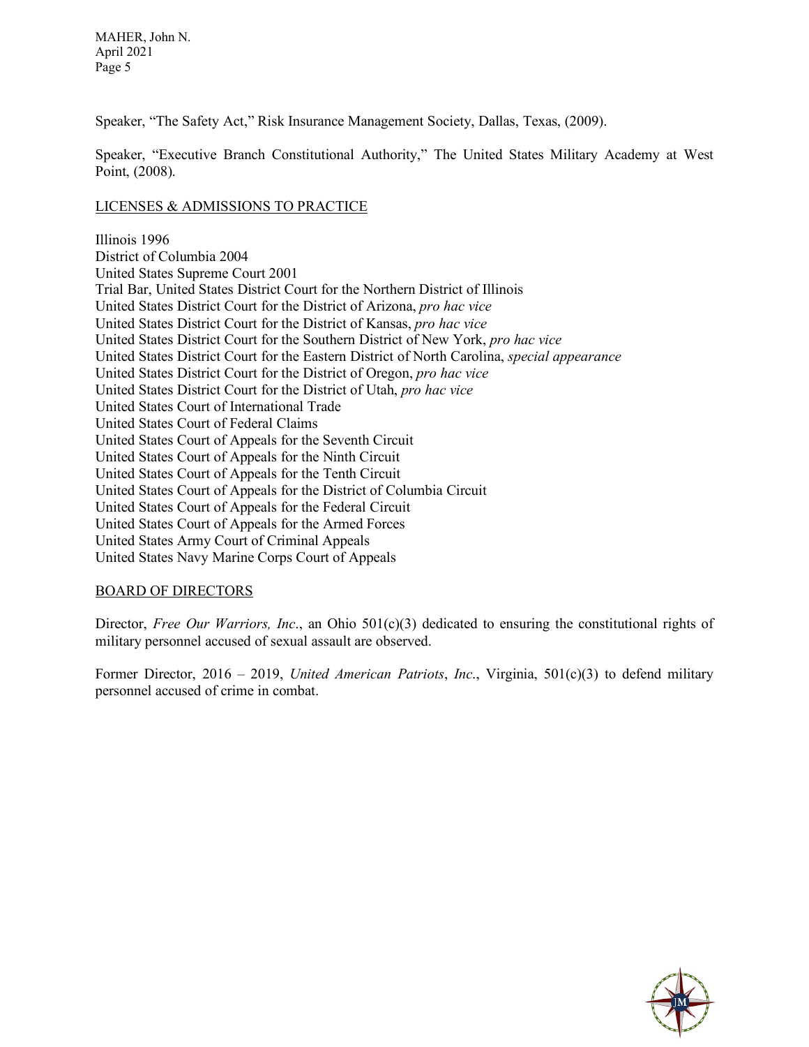Speaker, "The Safety Act," Risk Insurance Management Society, Dallas, Texas, (2009).

Speaker, "Executive Branch Constitutional Authority," The United States Military Academy at West Point, (2008).

## LICENSES & ADMISSIONS TO PRACTICE

Illinois 1996
District of Columbia 2004
United States Supreme Court 2001
Trial Bar, United States District Court for the Northern District of Illinois
United States District Court for the District of Arizona, *pro hac vice*
United States District Court for the District of Kansas, *pro hac vice*
United States District Court for the Southern District of New York, *pro hac vice*
United States District Court for the Eastern District of North Carolina, *special appearance*
United States District Court for the District of Oregon, *pro hac vice*
United States District Court for the District of Utah, *pro hac vice*
United States Court of International Trade
United States Court of Federal Claims
United States Court of Appeals for the Seventh Circuit
United States Court of Appeals for the Ninth Circuit
United States Court of Appeals for the Tenth Circuit
United States Court of Appeals for the District of Columbia Circuit
United States Court of Appeals for the Federal Circuit
United States Court of Appeals for the Armed Forces
United States Army Court of Criminal Appeals
United States Navy Marine Corps Court of Appeals

## BOARD OF DIRECTORS

Director, *Free Our Warriors, Inc.*, an Ohio 501(c)(3) dedicated to ensuring the constitutional rights of military personnel accused of sexual assault are observed.

Former Director, 2016 – 2019, *United American Patriots*, *Inc.*, Virginia, 501(c)(3) to defend military personnel accused of crime in combat.